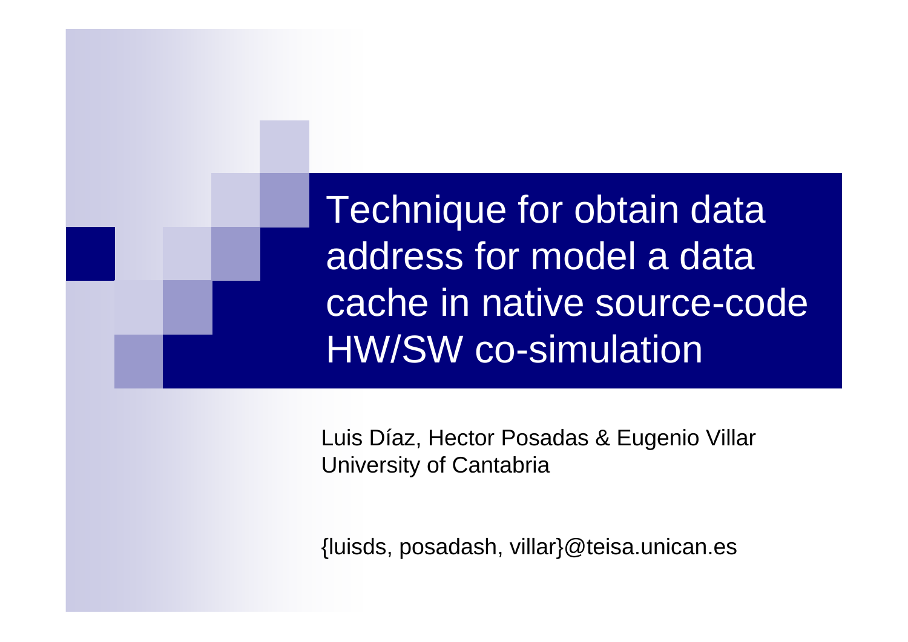# Technique for obtain data address for model a data cache in native source-code HW/SW co-simulation

Luis Díaz, Hector Posadas & Eugenio Villar
University of Cantabria

{luisds, posadash, villar}@teisa.unican.es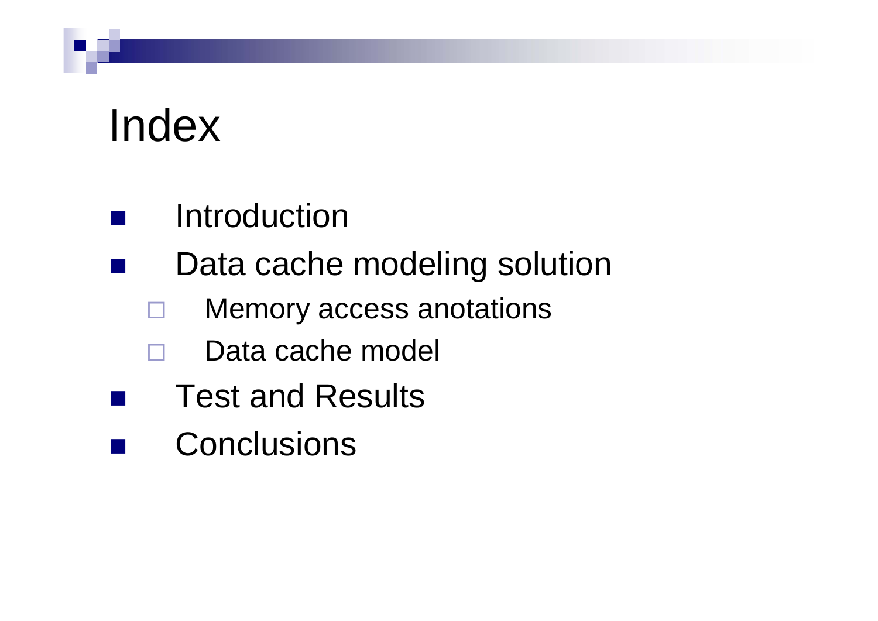# Index

- Introduction
- Data cache modeling solution
  - Memory access anotations
  - Data cache model
- Test and Results
- Conclusions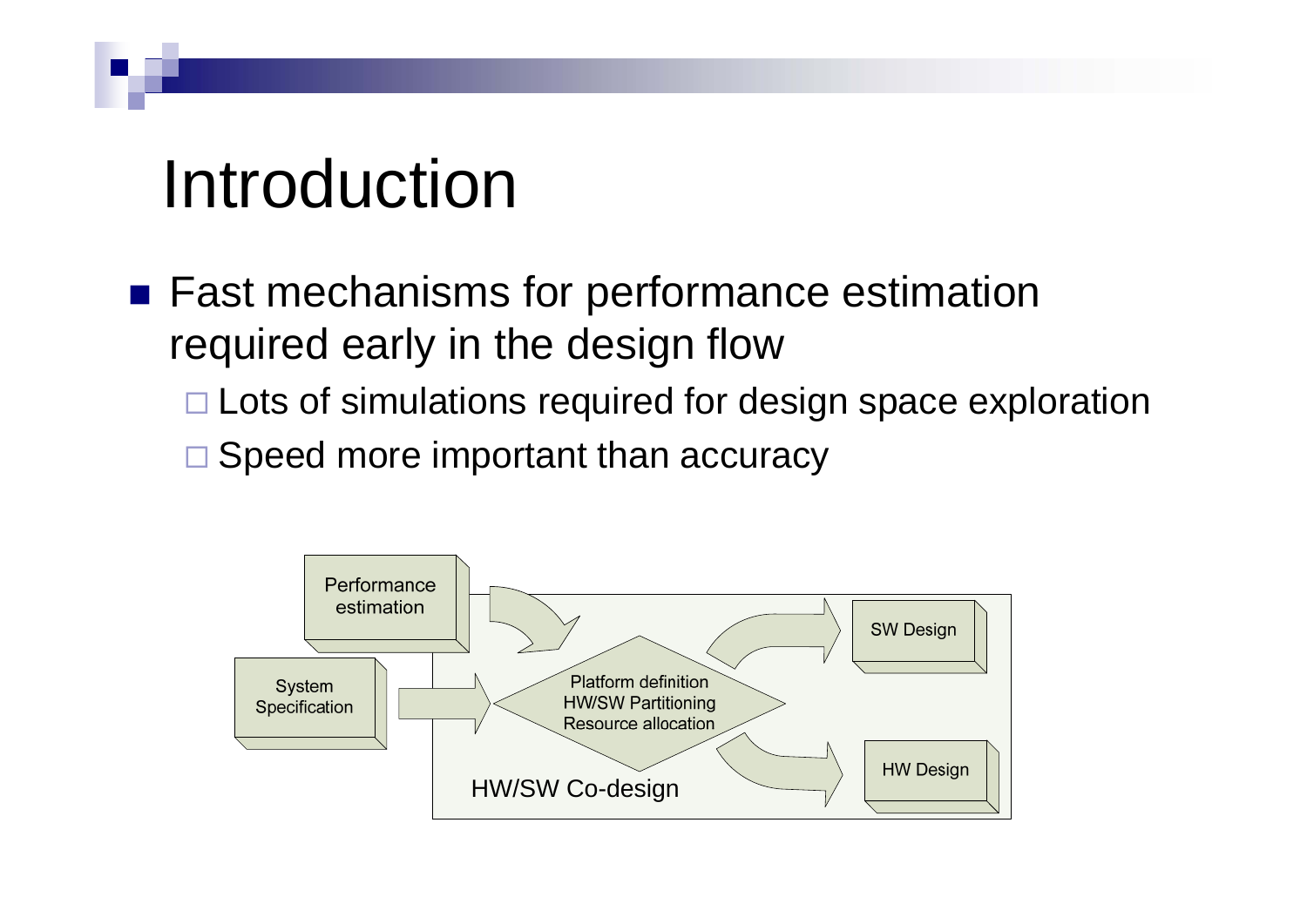# Introduction

- Fast mechanisms for performance estimation required early in the design flow
  - Lots of simulations required for design space exploration
  - Speed more important than accuracy

Performance estimation

System Specification

Platform definition
HW/SW Partitioning
Resource allocation

HW/SW Co-design

SW Design

HW Design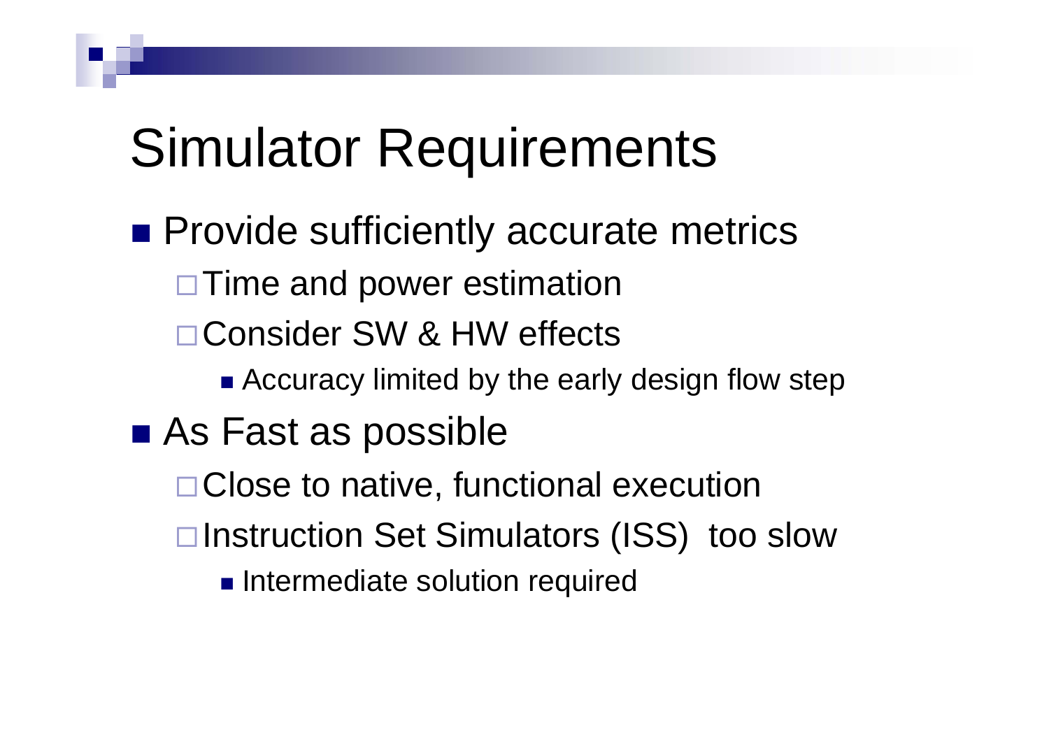# Simulator Requirements

- Provide sufficiently accurate metrics
  - Time and power estimation
  - Consider SW & HW effects
    - Accuracy limited by the early design flow step
- As Fast as possible
  - Close to native, functional execution
  - Instruction Set Simulators (ISS) too slow
    - Intermediate solution required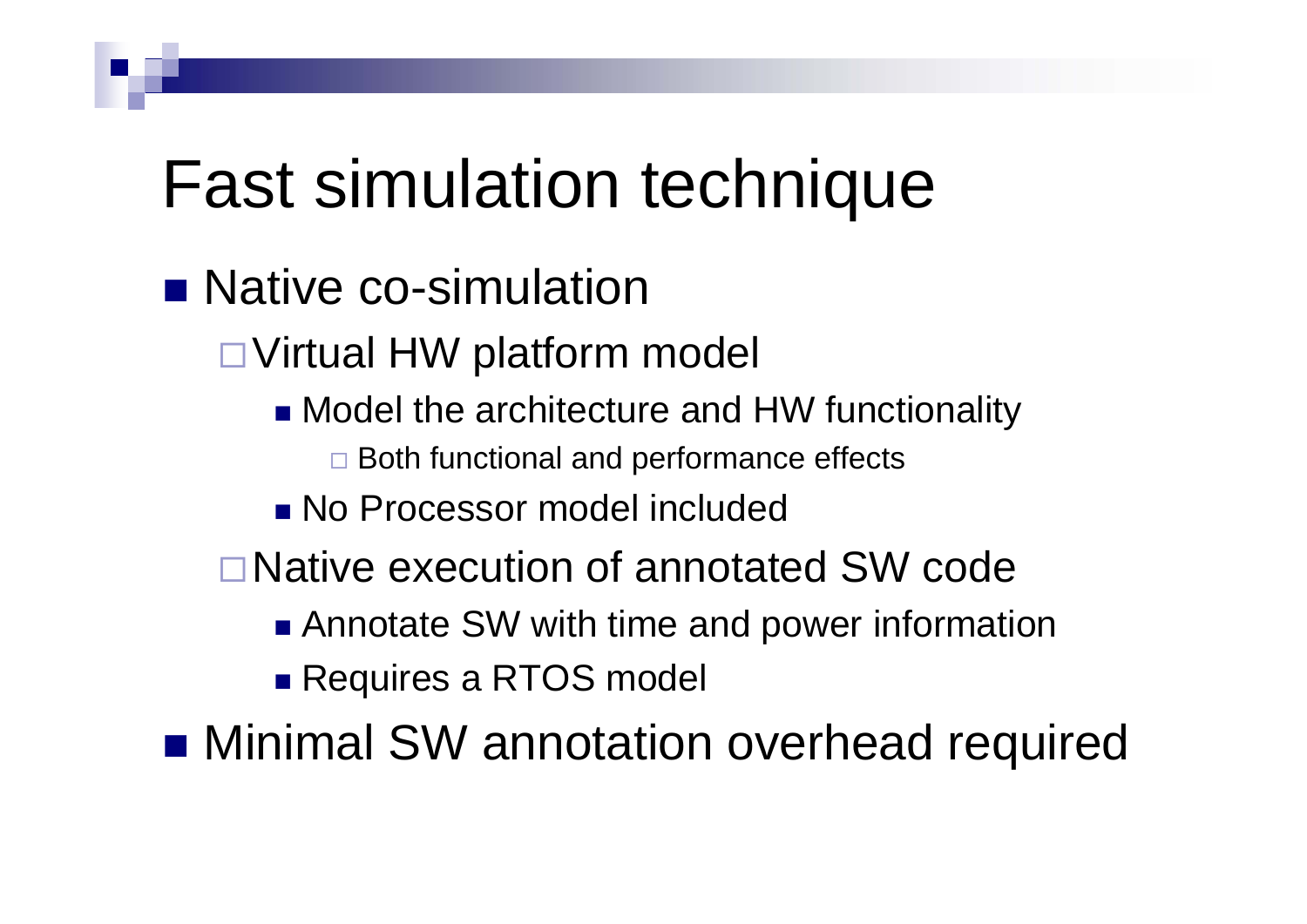# Fast simulation technique

- Native co-simulation
  - Virtual HW platform model
    - Model the architecture and HW functionality
      - Both functional and performance effects
    - No Processor model included
  - Native execution of annotated SW code
    - Annotate SW with time and power information
    - Requires a RTOS model
- Minimal SW annotation overhead required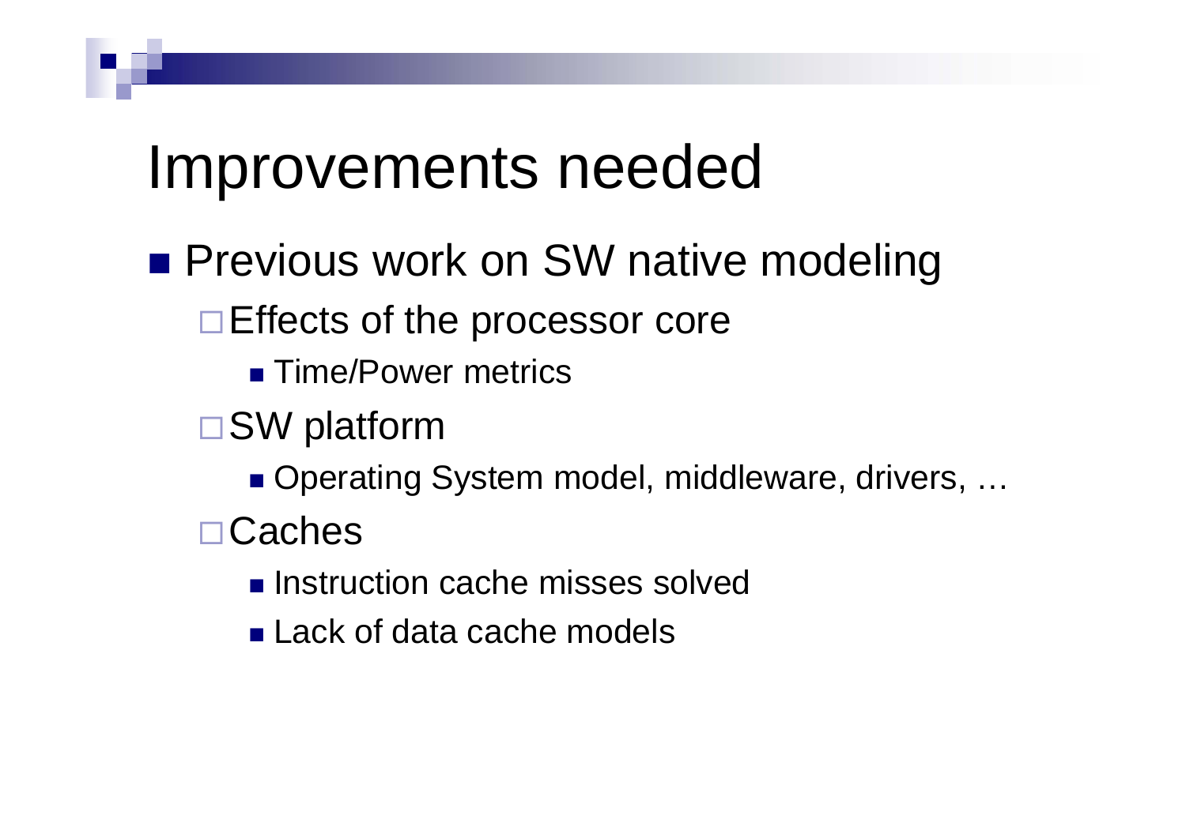# Improvements needed

- Previous work on SW native modeling
  - Effects of the processor core
    - Time/Power metrics
  - SW platform
    - Operating System model, middleware, drivers, …
  - Caches
    - Instruction cache misses solved
    - Lack of data cache models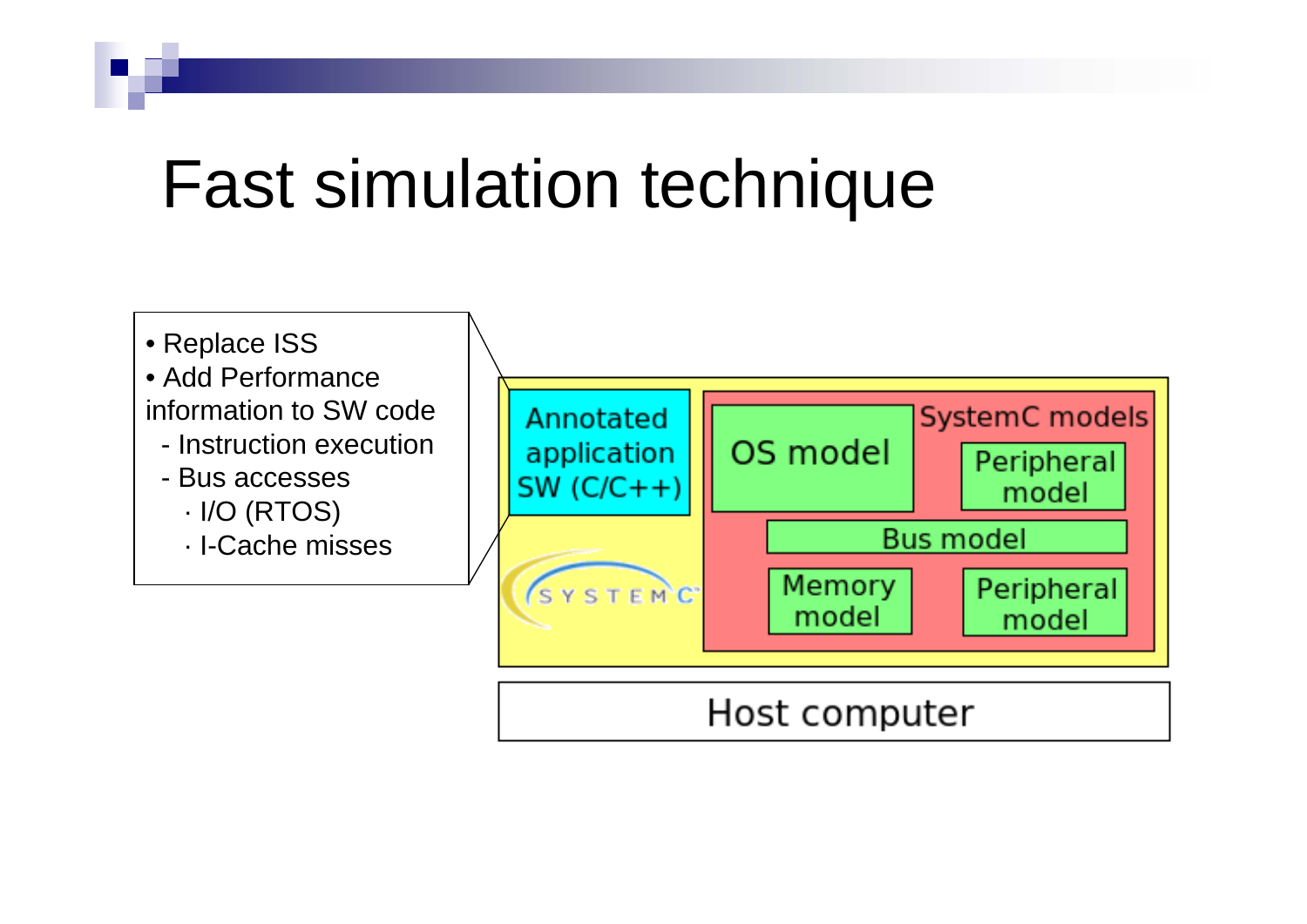# Fast simulation technique

- Replace ISS
- Add Performance information to SW code
  - Instruction execution
  - Bus accesses
    - · I/O (RTOS)
    - · I-Cache misses

Annotated application SW (C/C++)

SystemC models

OS model

Peripheral model

Bus model

Memory model

Peripheral model

SYSTEMC

Host computer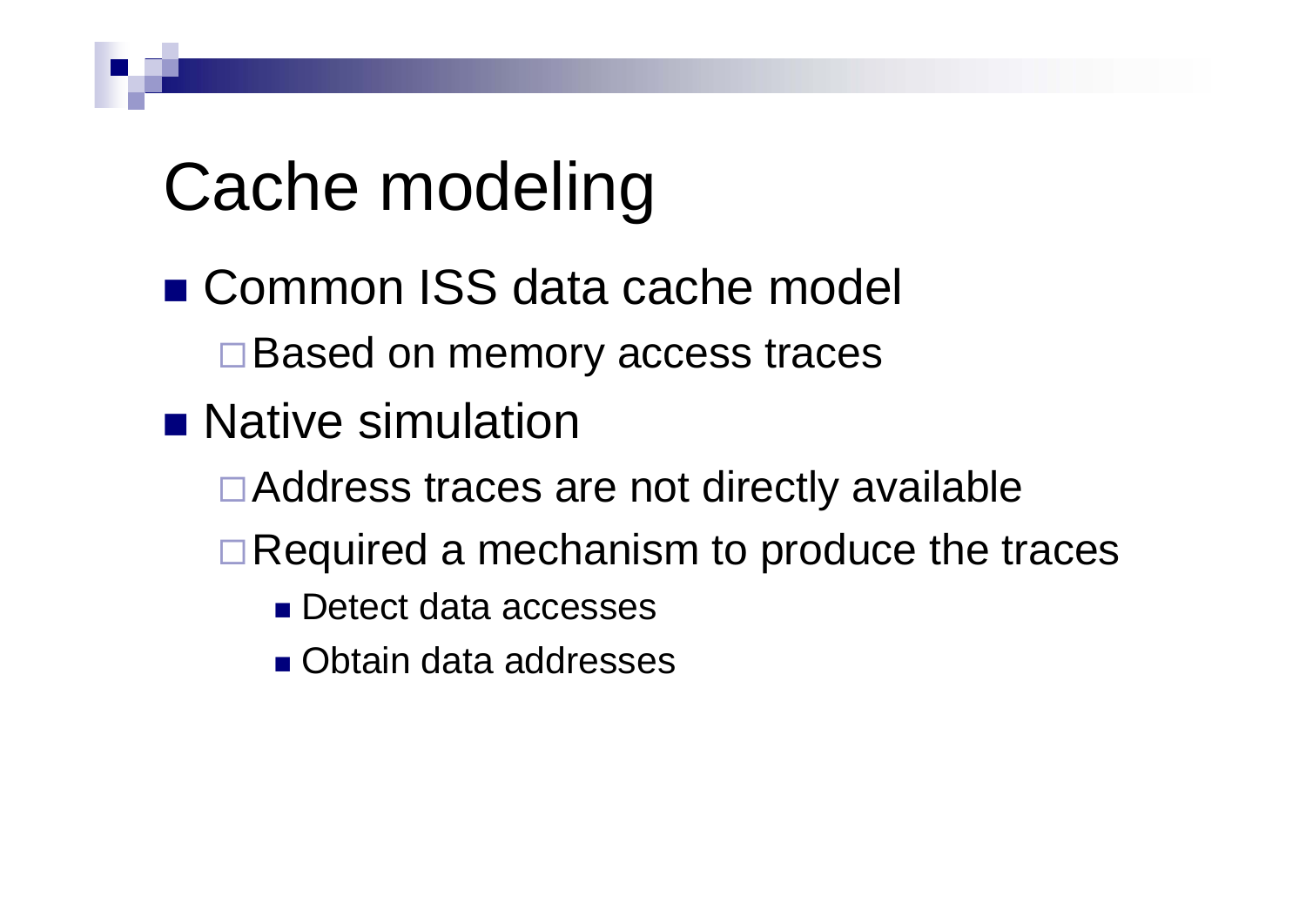# Cache modeling

- Common ISS data cache model
  - Based on memory access traces
- Native simulation
  - Address traces are not directly available
  - Required a mechanism to produce the traces
    - Detect data accesses
    - Obtain data addresses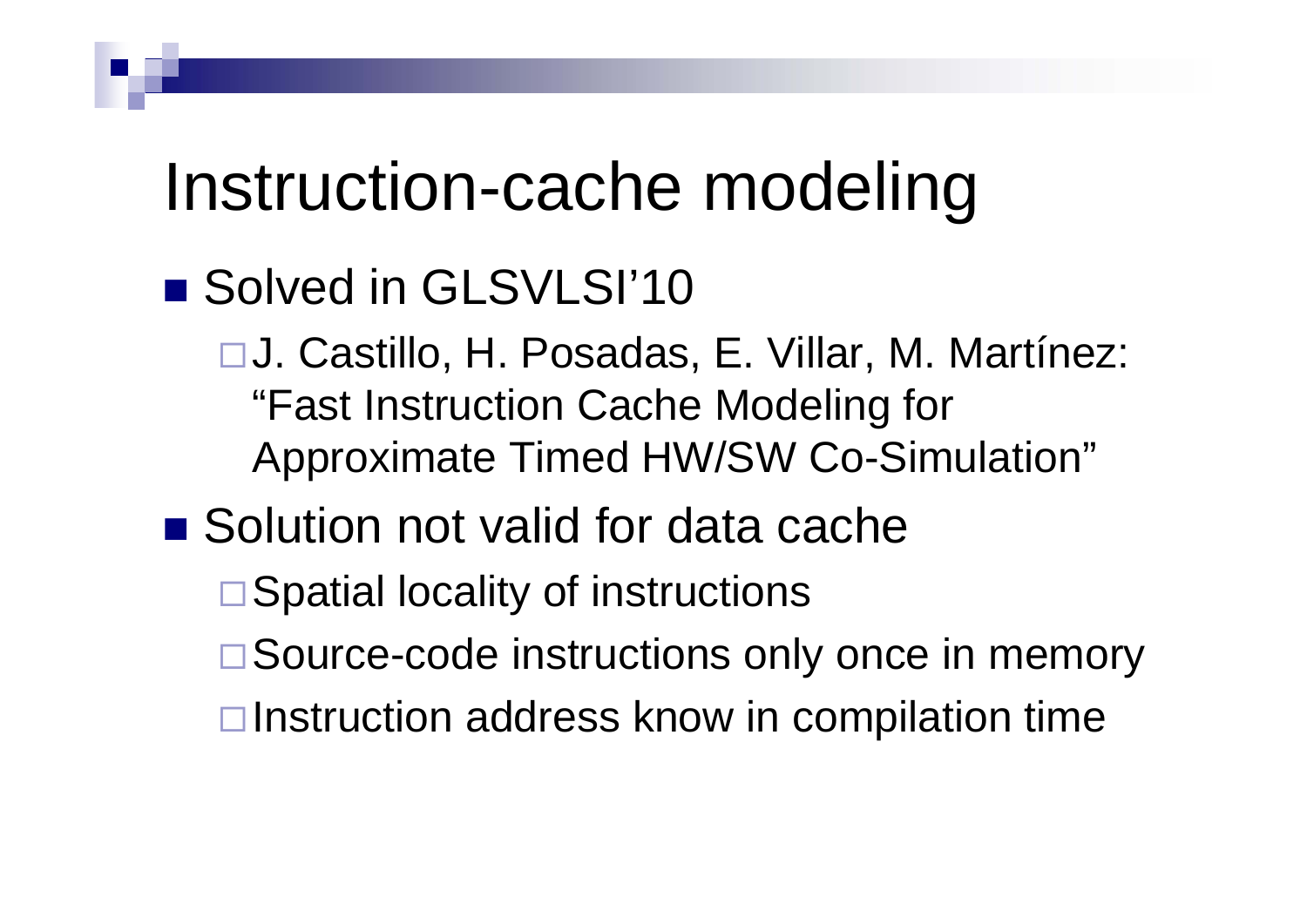# Instruction-cache modeling

- Solved in GLSVLSI'10
  - J. Castillo, H. Posadas, E. Villar, M. Martínez: "Fast Instruction Cache Modeling for Approximate Timed HW/SW Co-Simulation"
- Solution not valid for data cache
  - Spatial locality of instructions
  - Source-code instructions only once in memory
  - Instruction address know in compilation time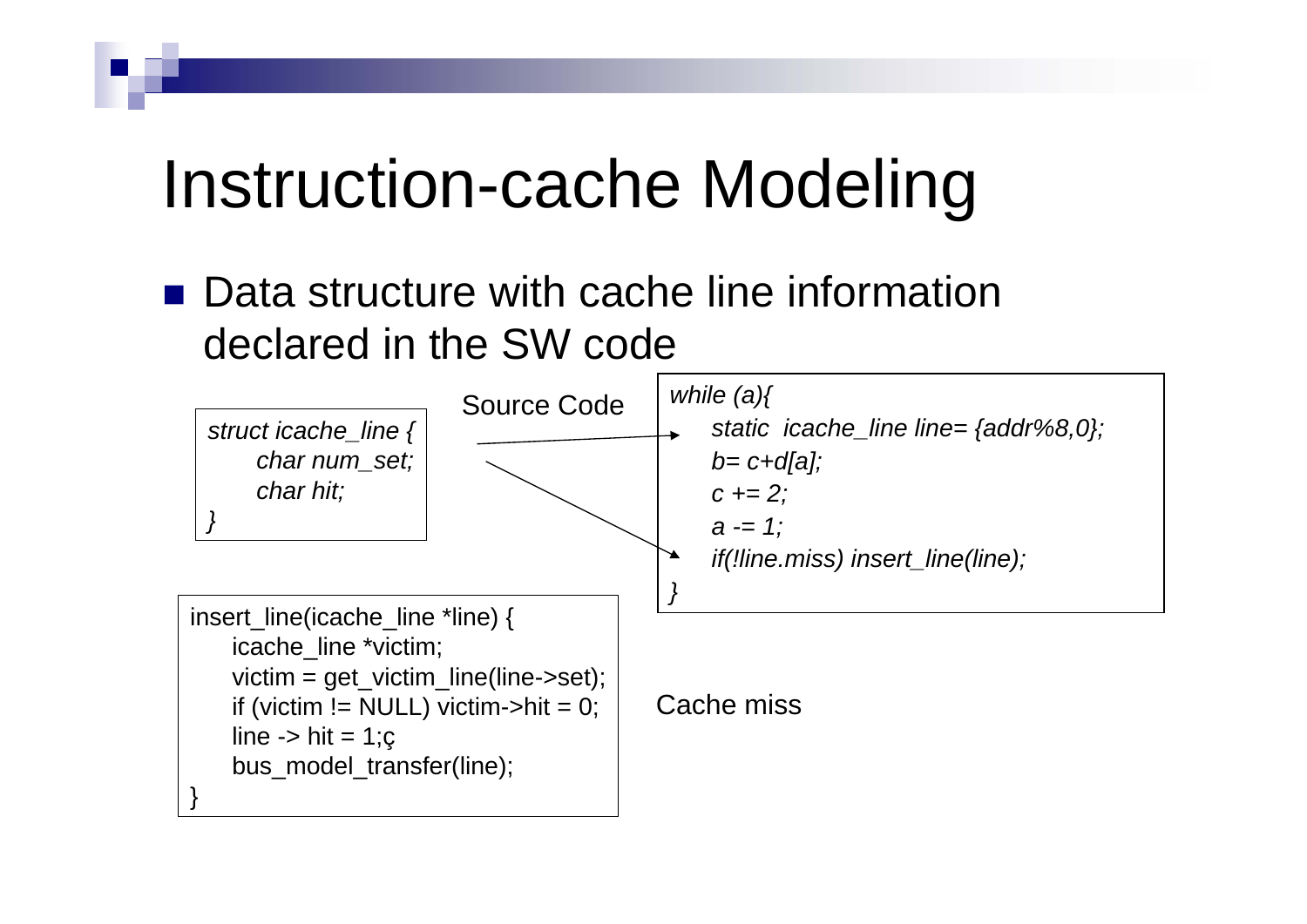# Instruction-cache Modeling

- Data structure with cache line information declared in the SW code

```
struct icache_line {
    char num_set;
    char hit;
}
```

Source Code

```
while (a){
    static icache_line line= {addr%8,0};
    b= c+d[a];
    c += 2;
    a -= 1;
    if(!line.miss) insert_line(line);
}
```

```
insert_line(icache_line *line) {
    icache_line *victim;
    victim = get_victim_line(line->set);
    if (victim != NULL) victim->hit = 0;
    line -> hit = 1;ç
    bus_model_transfer(line);
}
```

Cache miss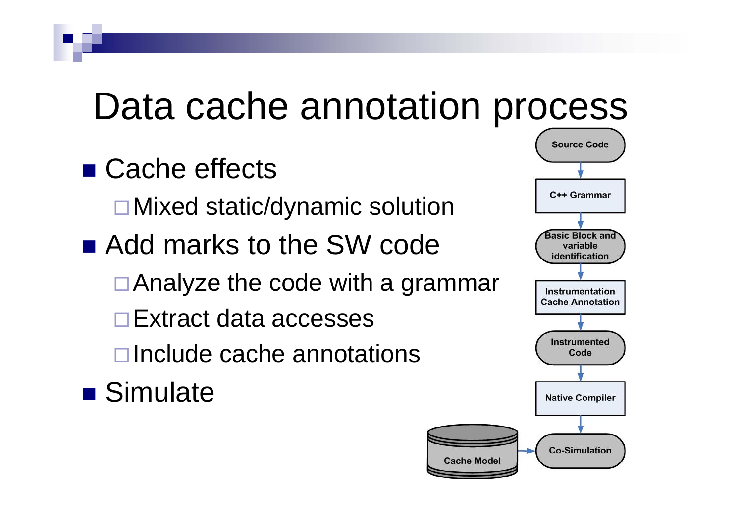# Data cache annotation process

- Cache effects
  - Mixed static/dynamic solution
- Add marks to the SW code
  - Analyze the code with a grammar
  - Extract data accesses
  - Include cache annotations
- Simulate

Source Code → C++ Grammar → Basic Block and variable identification → Instrumentation Cache Annotation → Instrumented Code → Native Compiler → Co-Simulation ← Cache Model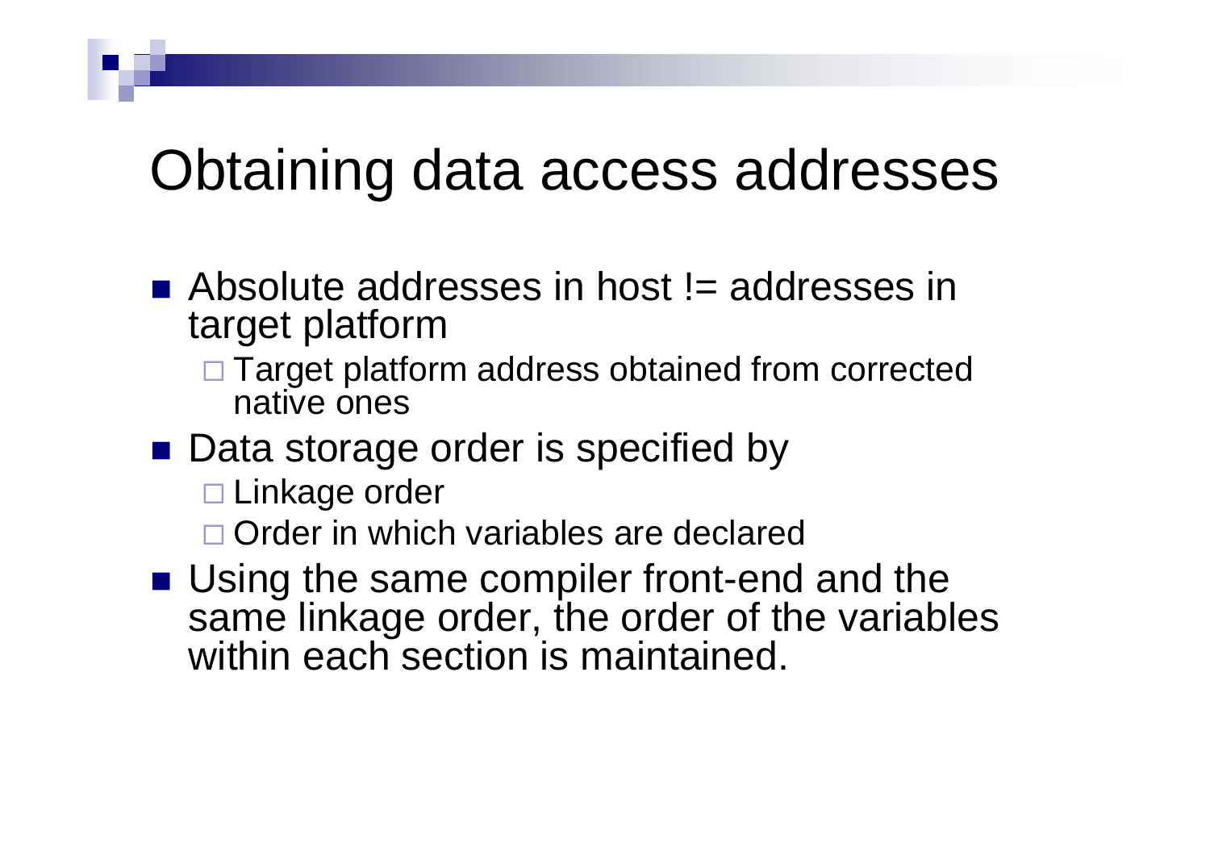# Obtaining data access addresses

- Absolute addresses in host != addresses in target platform
  - Target platform address obtained from corrected native ones
- Data storage order is specified by
  - Linkage order
  - Order in which variables are declared
- Using the same compiler front-end and the same linkage order, the order of the variables within each section is maintained.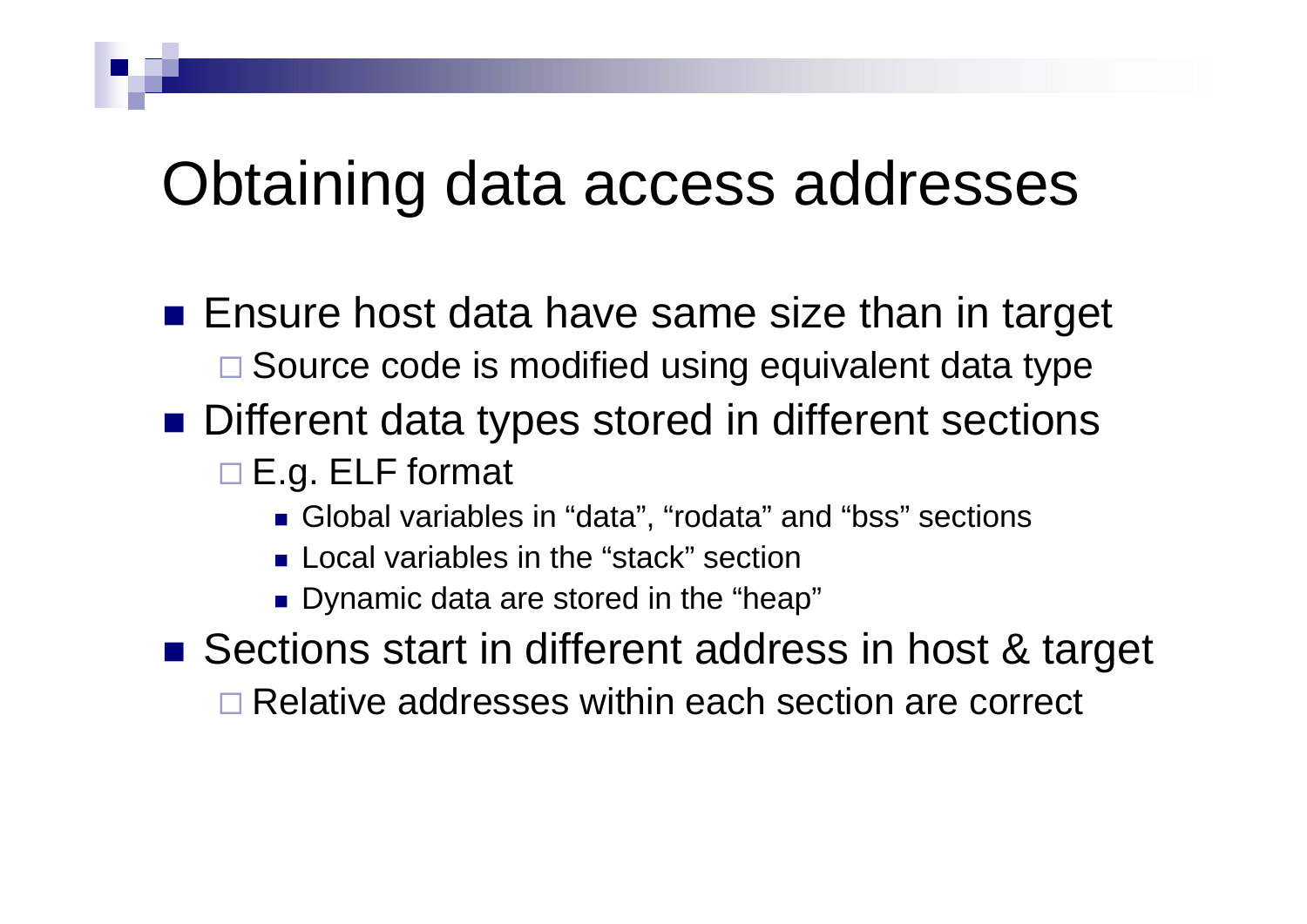# Obtaining data access addresses

- Ensure host data have same size than in target
  - Source code is modified using equivalent data type
- Different data types stored in different sections
  - E.g. ELF format
    - Global variables in “data”, “rodata” and “bss” sections
    - Local variables in the “stack” section
    - Dynamic data are stored in the “heap”
- Sections start in different address in host & target
  - Relative addresses within each section are correct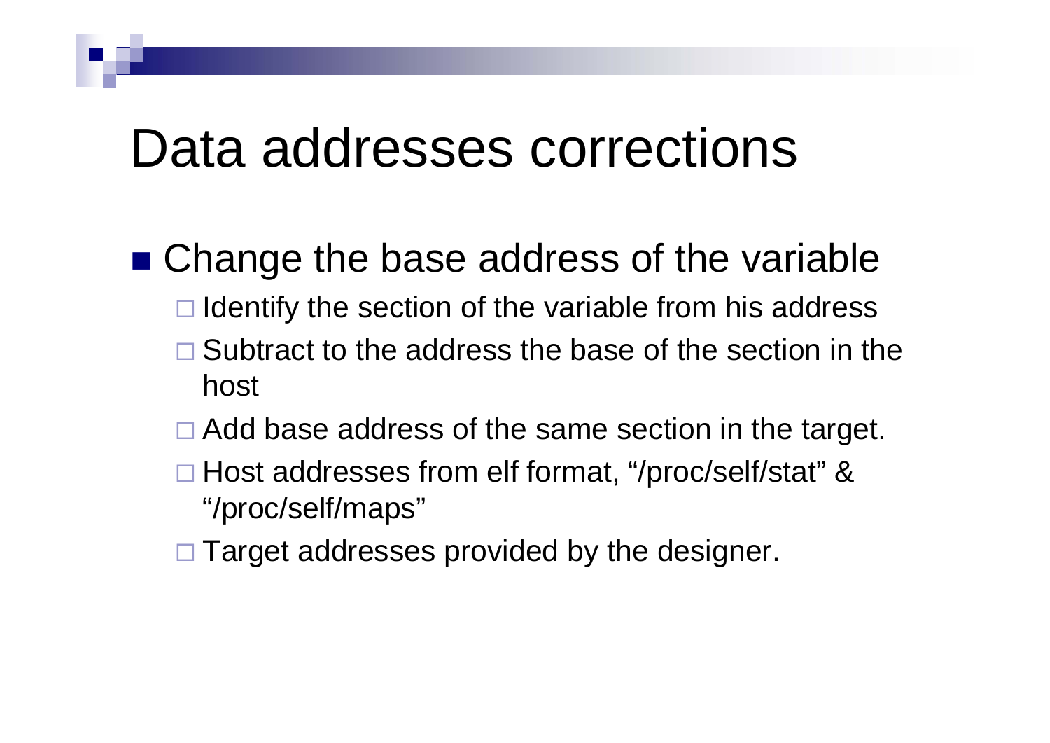# Data addresses corrections

- Change the base address of the variable
  - Identify the section of the variable from his address
  - Subtract to the address the base of the section in the host
  - Add base address of the same section in the target.
  - Host addresses from elf format, "/proc/self/stat" & "/proc/self/maps"
  - Target addresses provided by the designer.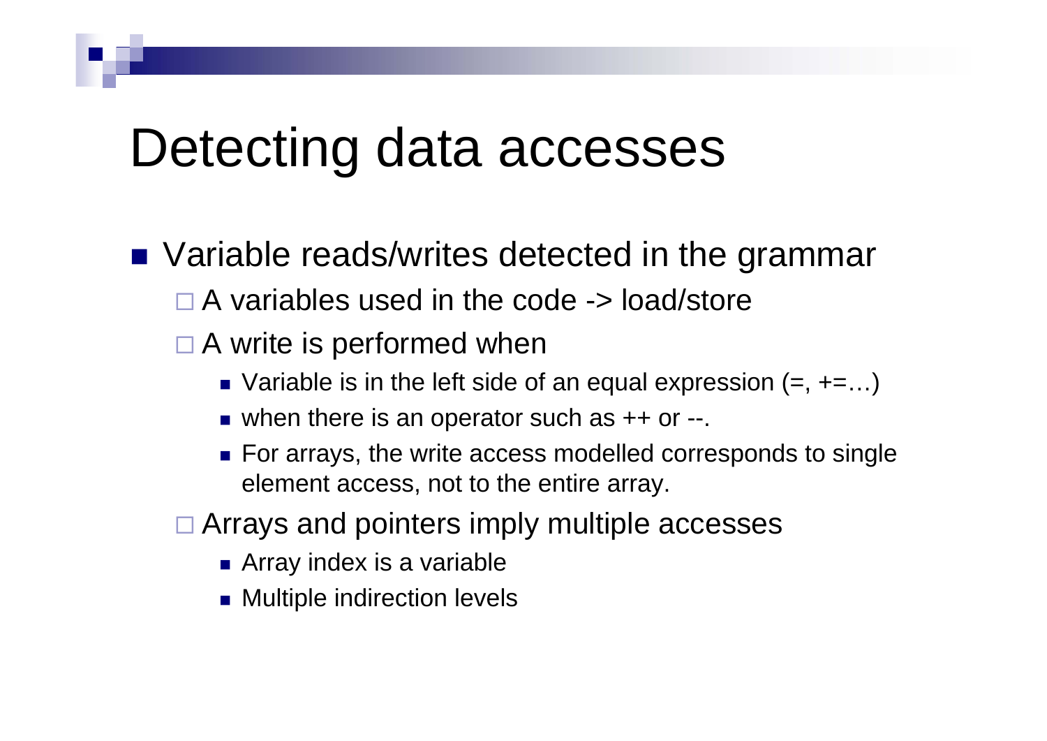# Detecting data accesses

- Variable reads/writes detected in the grammar
  - A variables used in the code -> load/store
  - A write is performed when
    - Variable is in the left side of an equal expression (=, +=…)
    - when there is an operator such as ++ or --.
    - For arrays, the write access modelled corresponds to single element access, not to the entire array.
  - Arrays and pointers imply multiple accesses
    - Array index is a variable
    - Multiple indirection levels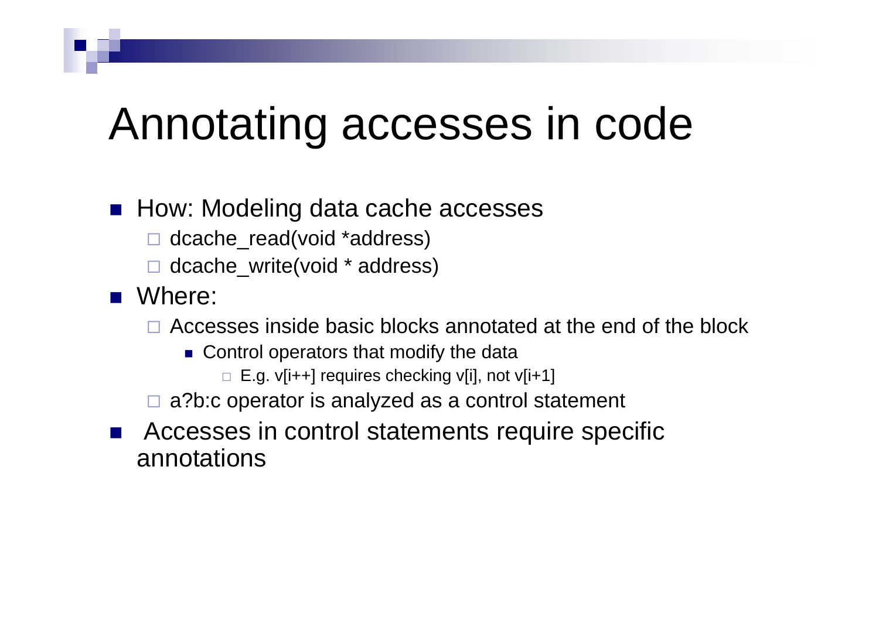# Annotating accesses in code

- How: Modeling data cache accesses
  - dcache_read(void *address)
  - dcache_write(void * address)
- Where:
  - Accesses inside basic blocks annotated at the end of the block
    - Control operators that modify the data
      - E.g. v[i++] requires checking v[i], not v[i+1]
  - a?b:c operator is analyzed as a control statement
- Accesses in control statements require specific annotations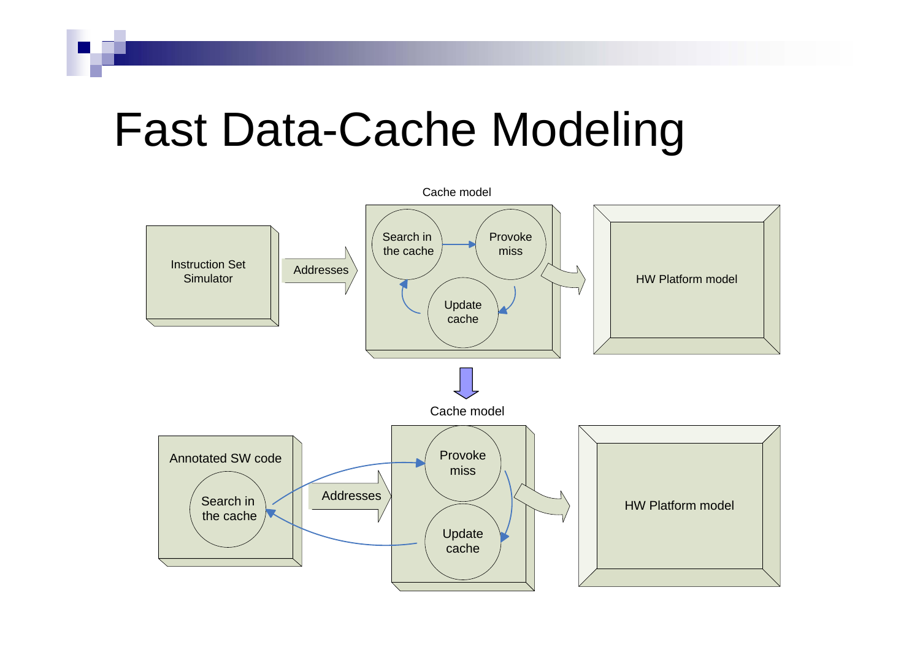# Fast Data-Cache Modeling

Cache model

Instruction Set Simulator

Addresses

Search in the cache

Provoke miss

Update cache

HW Platform model

Cache model

Annotated SW code

Search in the cache

Addresses

Provoke miss

Update cache

HW Platform model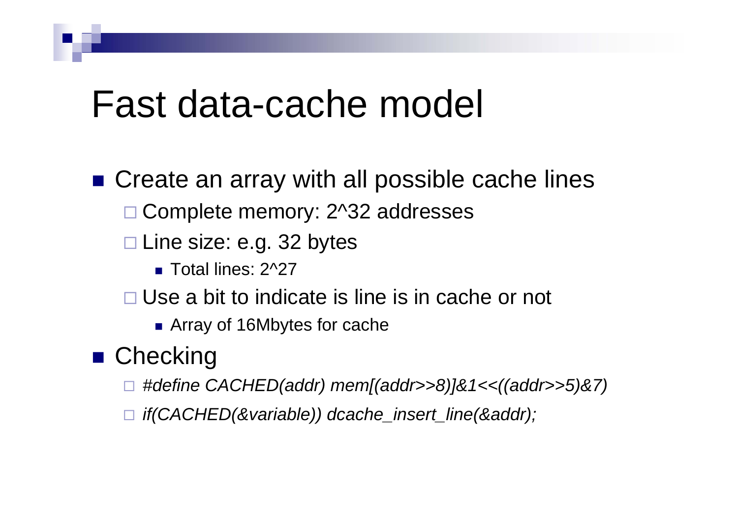# Fast data-cache model

- Create an array with all possible cache lines
  - Complete memory: 2^32 addresses
  - Line size: e.g. 32 bytes
    - Total lines: 2^27
  - Use a bit to indicate is line is in cache or not
    - Array of 16Mbytes for cache
- Checking
  - *#define CACHED(addr) mem[(addr>>8)]&1<<((addr>>5)&7)*
  - *if(CACHED(&variable)) dcache_insert_line(&addr);*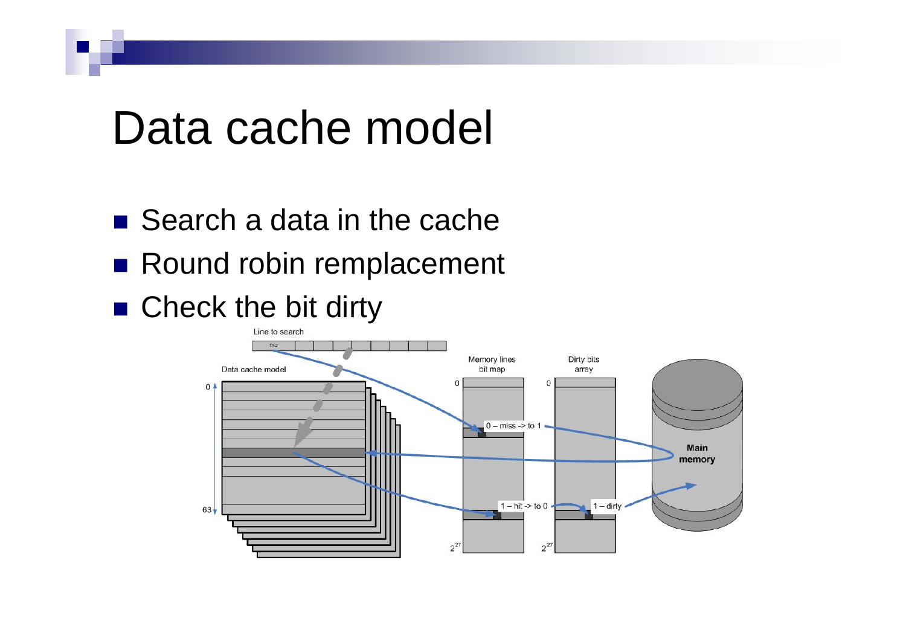# Data cache model

- Search a data in the cache
- Round robin remplacement
- Check the bit dirty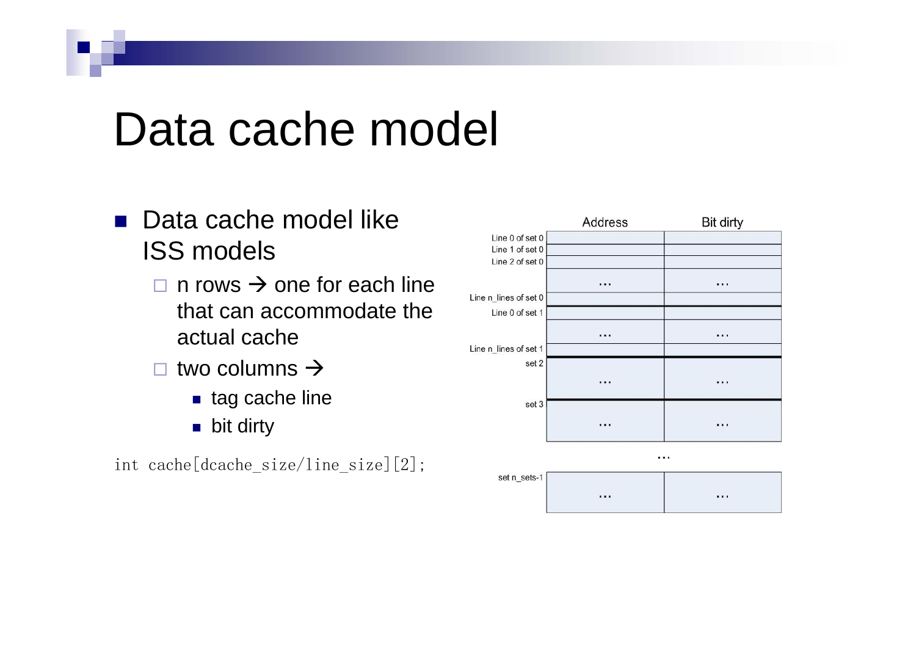# Data cache model

- Data cache model like ISS models
  - n rows → one for each line that can accommodate the actual cache
  - two columns →
    - tag cache line
    - bit dirty

```
int cache[dcache_size/line_size][2];
```

| | Address | Bit dirty |
|---|---|---|
| Line 0 of set 0 | | |
| Line 1 of set 0 | | |
| Line 2 of set 0 | | |
| | ... | ... |
| Line n_lines of set 0 | | |
| Line 0 of set 1 | | |
| | ... | ... |
| Line n_lines of set 1 | | |
| set 2 | ... | ... |
| set 3 | ... | ... |
| | ... | |
| set n_sets-1 | ... | ... |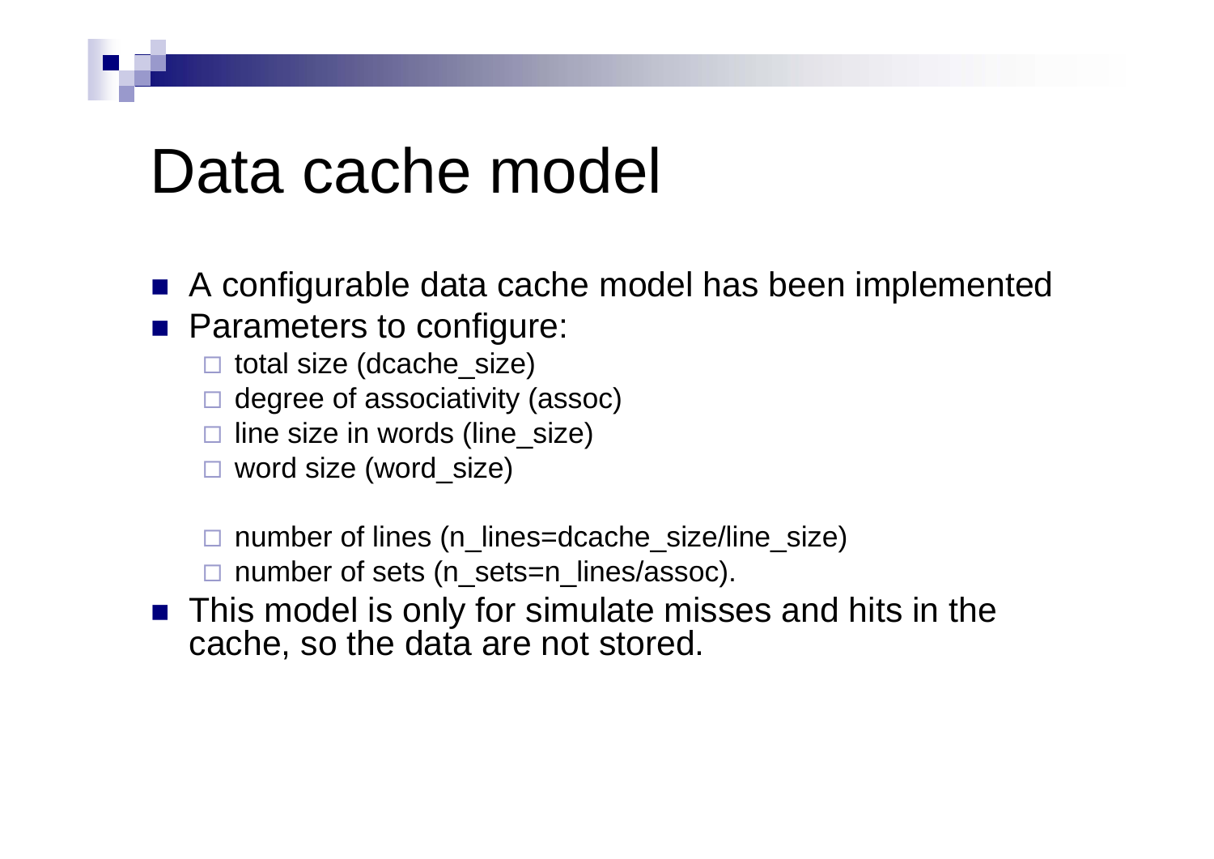# Data cache model

- A configurable data cache model has been implemented
- Parameters to configure:
  - total size (dcache_size)
  - degree of associativity (assoc)
  - line size in words (line_size)
  - word size (word_size)

  - number of lines (n_lines=dcache_size/line_size)
  - number of sets (n_sets=n_lines/assoc).
- This model is only for simulate misses and hits in the cache, so the data are not stored.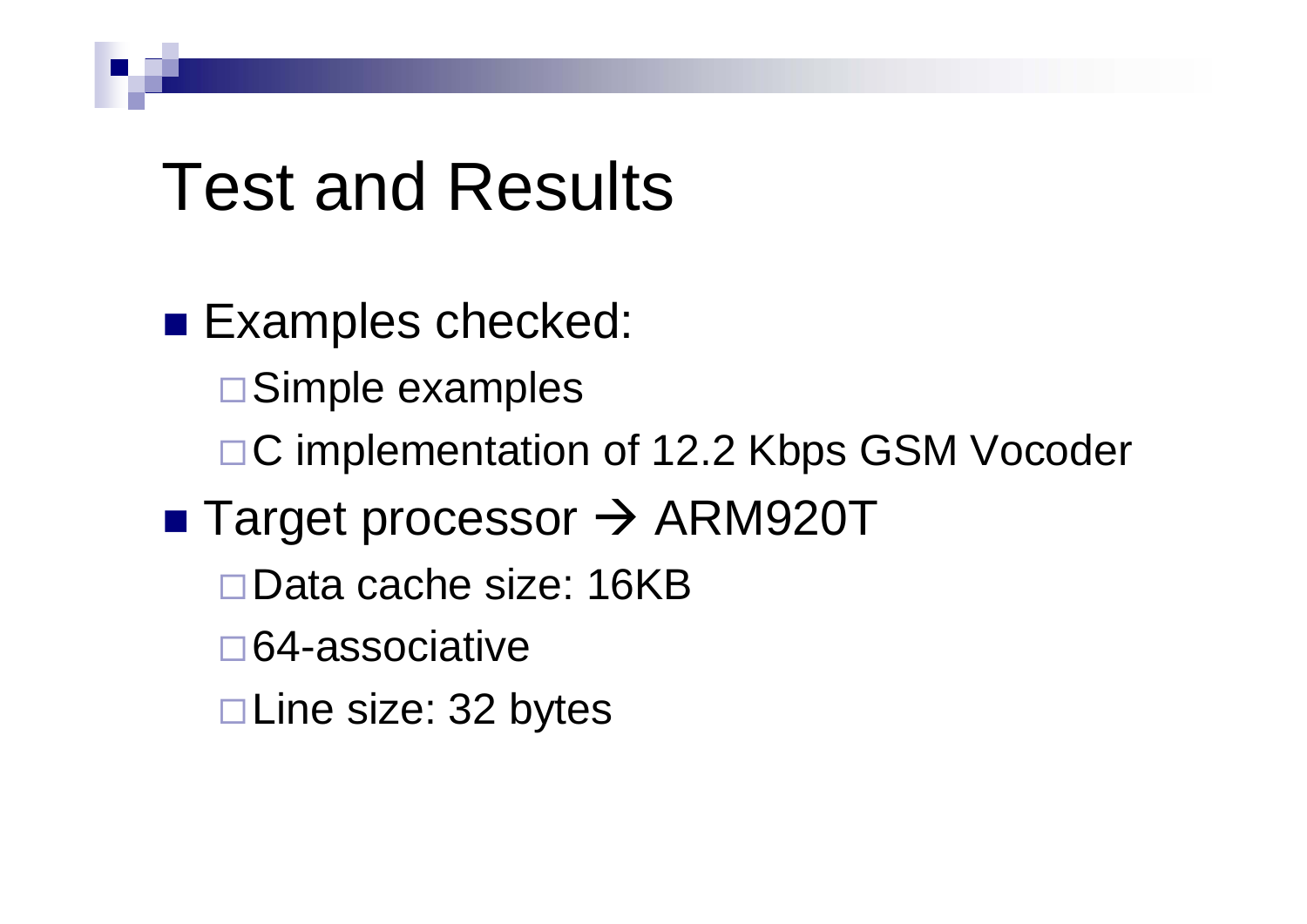# Test and Results

- Examples checked:
  - Simple examples
  - C implementation of 12.2 Kbps GSM Vocoder
- Target processor → ARM920T
  - Data cache size: 16KB
  - 64-associative
  - Line size: 32 bytes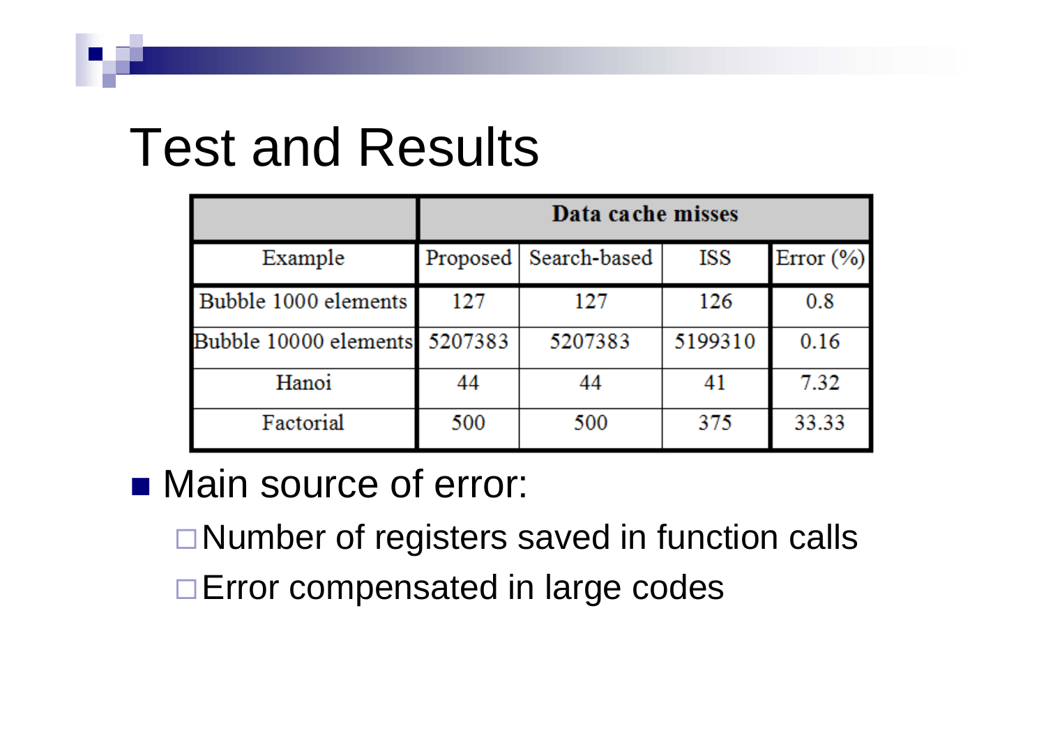# Test and Results

| | Data cache misses | | | |
|---|---|---|---|---|
| Example | Proposed | Search-based | ISS | Error (%) |
| Bubble 1000 elements | 127 | 127 | 126 | 0.8 |
| Bubble 10000 elements | 5207383 | 5207383 | 5199310 | 0.16 |
| Hanoi | 44 | 44 | 41 | 7.32 |
| Factorial | 500 | 500 | 375 | 33.33 |

- Main source of error:
  - Number of registers saved in function calls
  - Error compensated in large codes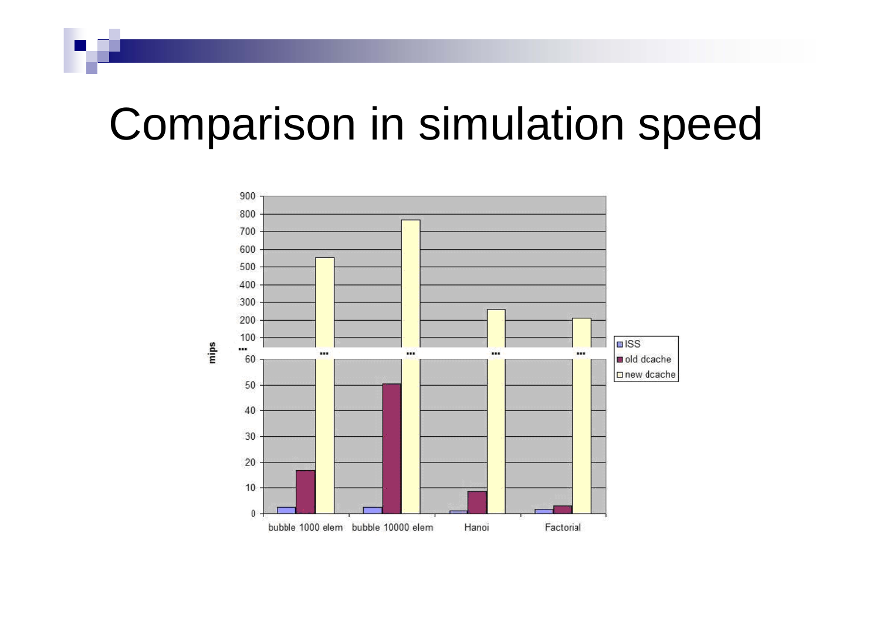# Comparison in simulation speed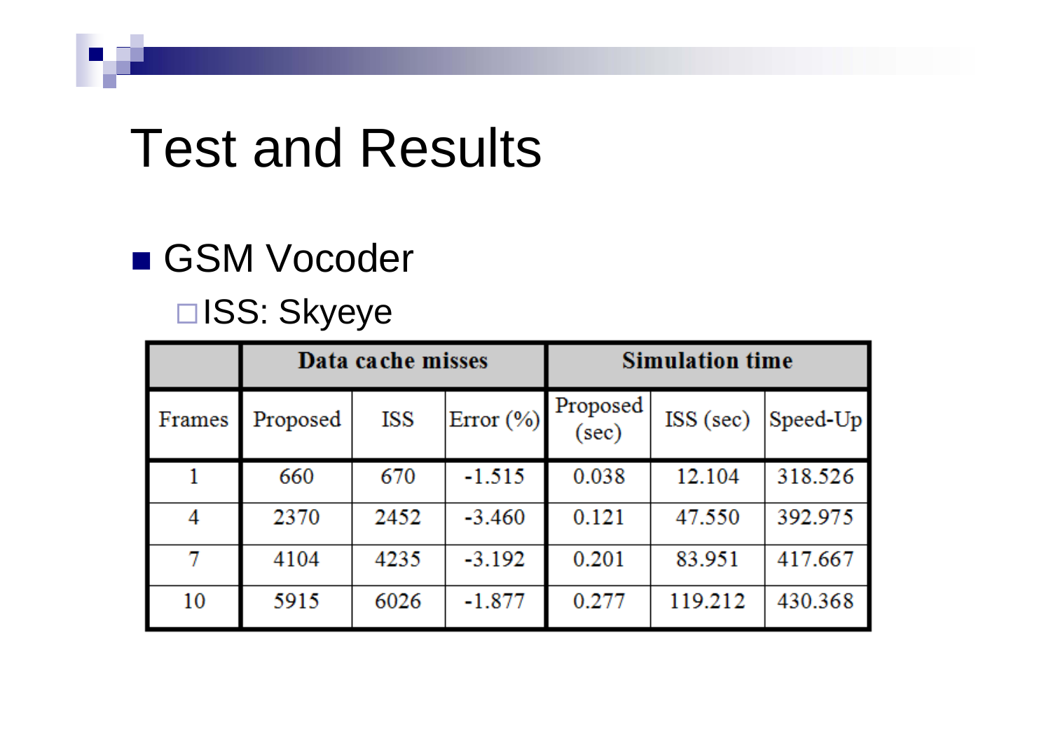# Test and Results

- GSM Vocoder
  - ISS: Skyeye

| | Data cache misses | | | Simulation time | | |
|---|---|---|---|---|---|---|
| Frames | Proposed | ISS | Error (%) | Proposed (sec) | ISS (sec) | Speed-Up |
| 1 | 660 | 670 | -1.515 | 0.038 | 12.104 | 318.526 |
| 4 | 2370 | 2452 | -3.460 | 0.121 | 47.550 | 392.975 |
| 7 | 4104 | 4235 | -3.192 | 0.201 | 83.951 | 417.667 |
| 10 | 5915 | 6026 | -1.877 | 0.277 | 119.212 | 430.368 |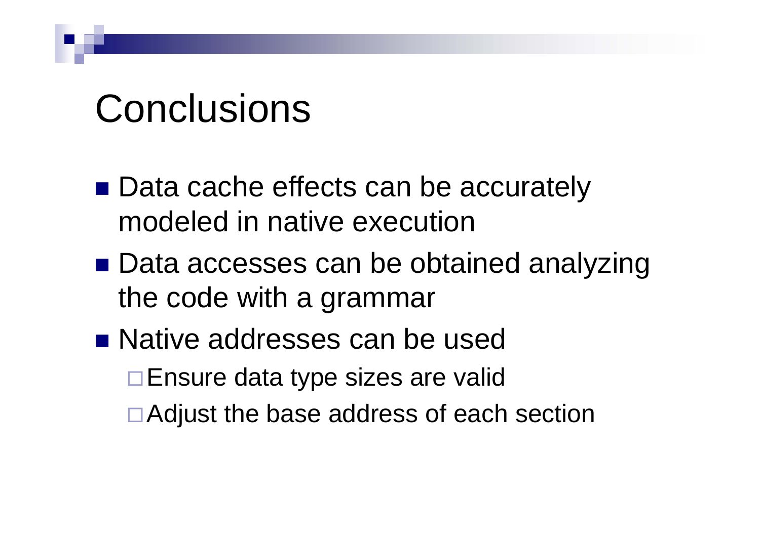# Conclusions

- Data cache effects can be accurately modeled in native execution
- Data accesses can be obtained analyzing the code with a grammar
- Native addresses can be used
  - Ensure data type sizes are valid
  - Adjust the base address of each section